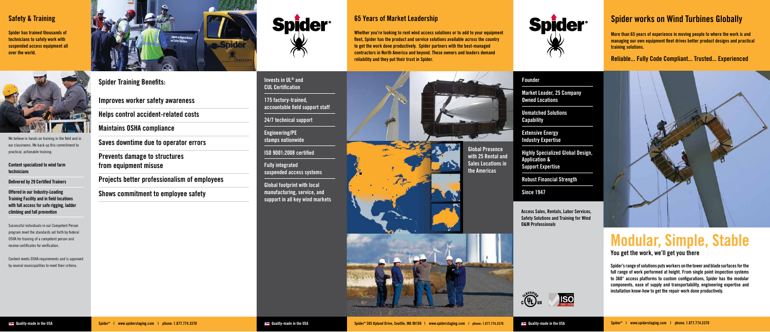## Safety & Training

**Spider has trained thousands of technicians to safely work with suspended access equipment all over the world.**

We believe in hands on training in the field and in our classrooms. We back up this commitment to practical, actionable training:

**Content specialized to wind farm technicians**

**Delivered by 29 Certified Trainers**

**Offered in our Industry-Leading Training Facility and in field locations with full access for safe rigging, ladder climbing and fall prevention**

Successful individuals in our Competent Person program meet the standards set forth by federal OSHA for training of a competent person and receive certificates for verification.

Content meets OSHA requirements and is approved by several municipalities to meet their criteria.

### Spider Training Benefits:

- Improves worker safety awareness
- Helps control accident-related costs
- Maintains OSHA compliance
- Saves downtime due to operator errors
- Prevents damage to structures from equipment misuse
- Projects better professionalism of employees
- Shows commitment to employee safety

Quality-made in the USA

Spider® | www.spiderstaging.com | phone: 1.877.774.3370

Spider®

- Invests in UL® and CUL Certification
- 175 factory-trained, accountable field support staff
- 24/7 technical support
- Engineering/PE stamps nationwide
- ISO 9001:2008 certified
- Fully integrated suspended access systems
- Global footprint with local manufacturing, service, and support in all key wind markets

## 65 Years of Market Leadership

**Whether you're looking to rent wind access solutions or to add to your equipment fleet, Spider has the product and service solutions available across the country to get the work done productively. Spider partners with the best-managed contractors in North America and beyond. These owners and leaders demand reliability and they put their trust in Spider.**

**Global Presence with 25 Rental and Sales Locations in the Americas**

Quality-made in the USA

Spider® 365 Upland Drive, Seattle, WA 98188 | www.spiderstaging.com | phone: 1.877.774.3370

Spider®

- Founder
- Market Leader, 25 Company Owned Locations
- Unmatched Solutions Capability
- Extensive Energy Industry Expertise
- Highly Specialized Global Design, Application & Support Expertise
- Robust Financial Strength
- Since 1947

**Access Sales, Rentals, Labor Services, Safety Solutions and Training for Wind O&M Professionals**

c UL us CLASSIFIED | ISO 9001:2008

Quality-made in the USA

## Spider works on Wind Turbines Globally

**More than 65 years of experience in moving people to where the work is and managing our own equipment fleet drives better product designs and practical training solutions.**

**Reliable... Fully Code Compliant... Trusted... Experienced**

# Modular, Simple, Stable

**You get the work, we'll get you there**

**Spider's range of solutions puts workers on the tower and blade surfaces for the full range of work performed at height. From single point inspection systems to 360° access platforms to custom configurations, Spider has the modular components, ease of supply and transportability, engineering expertise and installation know-how to get the repair work done productively.**

Spider® | www.spiderstaging.com | phone: 1.877.774.3370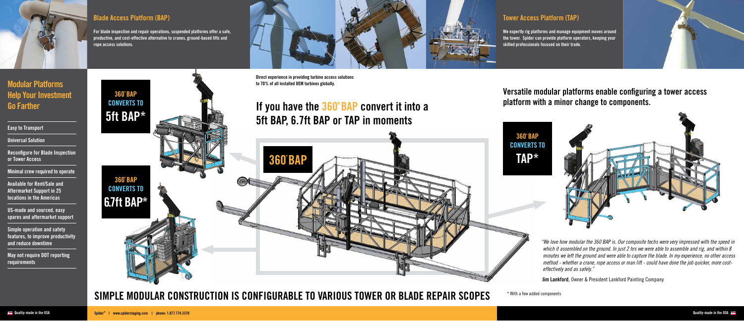## Blade Access Platform (BAP)

For blade inspection and repair operations, suspended platforms offer a safe, productive, and cost-effective alternative to cranes, ground-based lifts and rope access solutions.

## Tower Access Platform (TAP)

We expertly rig platforms and manage equipment moves around the tower. Spider can provide platform operators, keeping your skilled professionals focused on their trade.

# Modular Platforms Help Your Investment Go Farther

- Easy to Transport
- Universal Solution
- Reconfigure for Blade Inspection or Tower Access
- Minimal crew required to operate
- Available for Rent/Sale and Aftermarket Support in 25 locations in the Americas
- US-made and sourced, easy spares and aftermarket support
- Simple operation and safety features, to improve productivity and reduce downtime
- May not require DOT reporting requirements

Direct experience in providing turbine access solutions to 70% of all installed OEM turbines globally.

## If you have the 360° BAP convert it into a 5ft BAP, 6.7ft BAP or TAP in moments

360° BAP CONVERTS TO 5ft BAP*

360° BAP CONVERTS TO 6.7ft BAP*

360° BAP

## Versatile modular platforms enable configuring a tower access platform with a minor change to components.

360° BAP CONVERTS TO TAP*

*"We love how modular the 360 BAP is. Our composite techs were very impressed with the speed in which it assembled on the ground. In just 2 hrs we were able to assemble and rig, and within 8 minutes we left the ground and were able to capture the blade. In my experience, no other access method - whether a crane, rope access or man lift - could have done the job quicker, more cost-effective and as safely."*

**Jim Lankford**, Owner & President Lankford Painting Company

## SIMPLE MODULAR CONSTRUCTION IS CONFIGURABLE TO VARIOUS TOWER OR BLADE REPAIR SCOPES

* With a few added components

Quality-made in the USA

Spider® | www.spiderstaging.com | phone: 1.877.774.3370

Quality-made in the USA